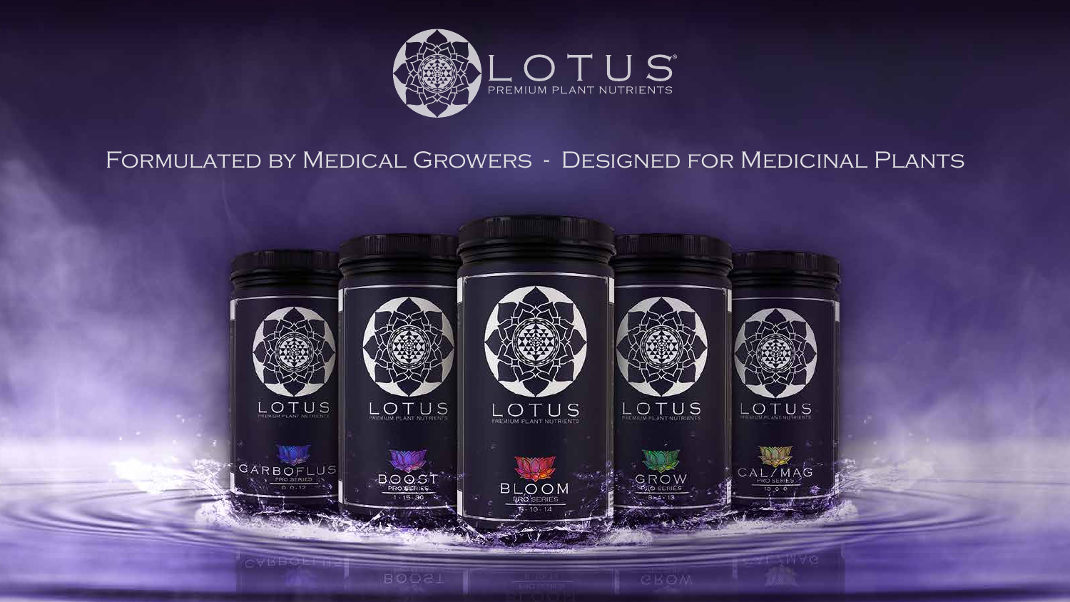# LOTUS®

PREMIUM PLANT NUTRIENTS

## Formulated by Medical Growers - Designed for Medicinal Plants

LOTUS PREMIUM PLANT NUTRIENTS — CARBOPLUS PRO SERIES 0-0-12

LOTUS PREMIUM PLANT NUTRIENTS — BOOST PRO SERIES 1-15-30

LOTUS PREMIUM PLANT NUTRIENTS — BLOOM PRO SERIES 5-10-14

LOTUS PREMIUM PLANT NUTRIENTS — GROW PRO SERIES 18-4-13

LOTUS PREMIUM PLANT NUTRIENTS — CAL/MAG PRO SERIES 13-0-0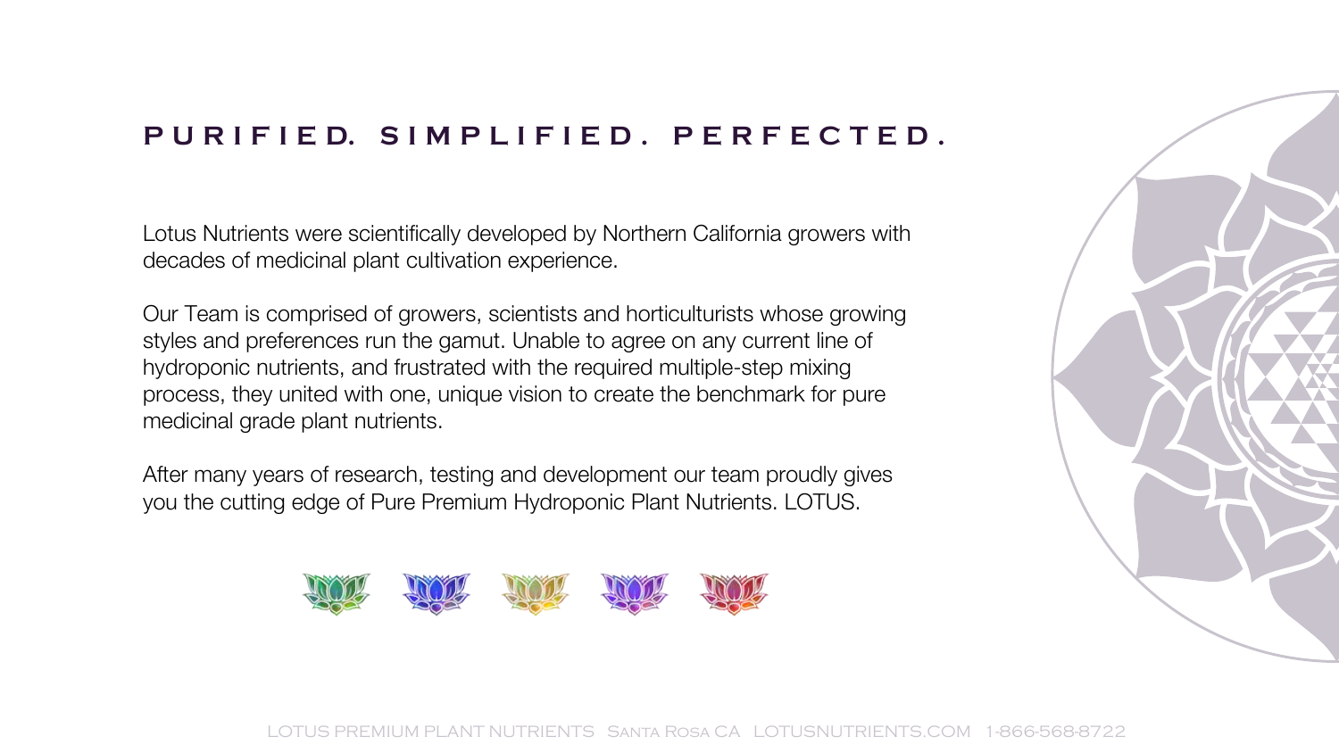## PURIFIED. SIMPLIFIED. PERFECTED.

Lotus Nutrients were scientifically developed by Northern California growers with decades of medicinal plant cultivation experience.

Our Team is comprised of growers, scientists and horticulturists whose growing styles and preferences run the gamut. Unable to agree on any current line of hydroponic nutrients, and frustrated with the required multiple-step mixing process, they united with one, unique vision to create the benchmark for pure medicinal grade plant nutrients.

After many years of research, testing and development our team proudly gives you the cutting edge of Pure Premium Hydroponic Plant Nutrients. LOTUS.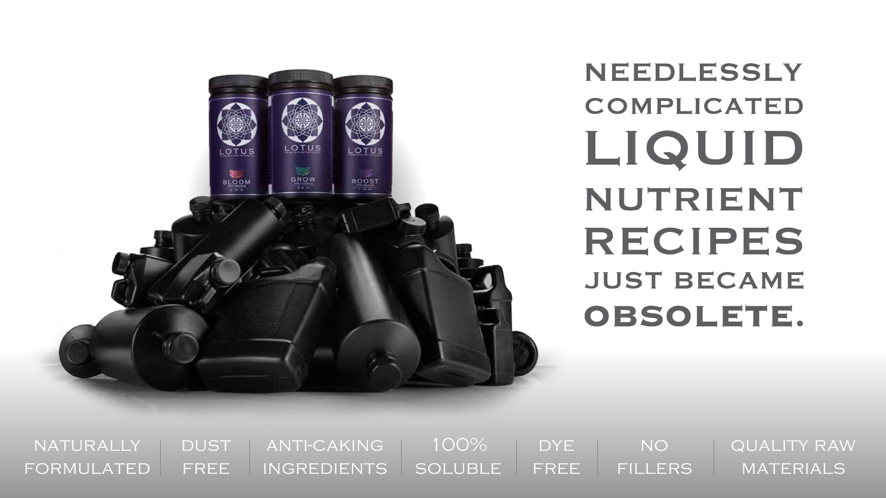# NEEDLESSLY COMPLICATED LIQUID NUTRIENT RECIPES JUST BECAME OBSOLETE.

NATURALLY FORMULATED | DUST FREE | ANTI-CAKING INGREDIENTS | 100% SOLUBLE | DYE FREE | NO FILLERS | QUALITY RAW MATERIALS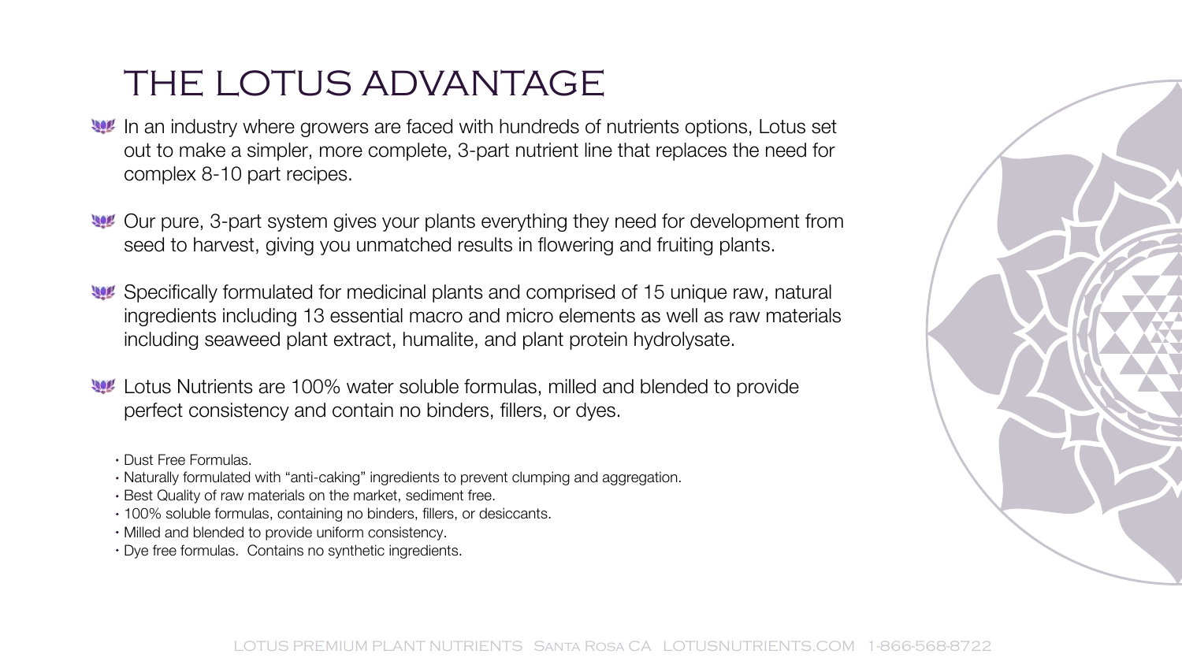# THE LOTUS ADVANTAGE

- In an industry where growers are faced with hundreds of nutrients options, Lotus set out to make a simpler, more complete, 3-part nutrient line that replaces the need for complex 8-10 part recipes.

- Our pure, 3-part system gives your plants everything they need for development from seed to harvest, giving you unmatched results in flowering and fruiting plants.

- Specifically formulated for medicinal plants and comprised of 15 unique raw, natural ingredients including 13 essential macro and micro elements as well as raw materials including seaweed plant extract, humalite, and plant protein hydrolysate.

- Lotus Nutrients are 100% water soluble formulas, milled and blended to provide perfect consistency and contain no binders, fillers, or dyes.

  - Dust Free Formulas.
  - Naturally formulated with “anti-caking” ingredients to prevent clumping and aggregation.
  - Best Quality of raw materials on the market, sediment free.
  - 100% soluble formulas, containing no binders, fillers, or desiccants.
  - Milled and blended to provide uniform consistency.
  - Dye free formulas. Contains no synthetic ingredients.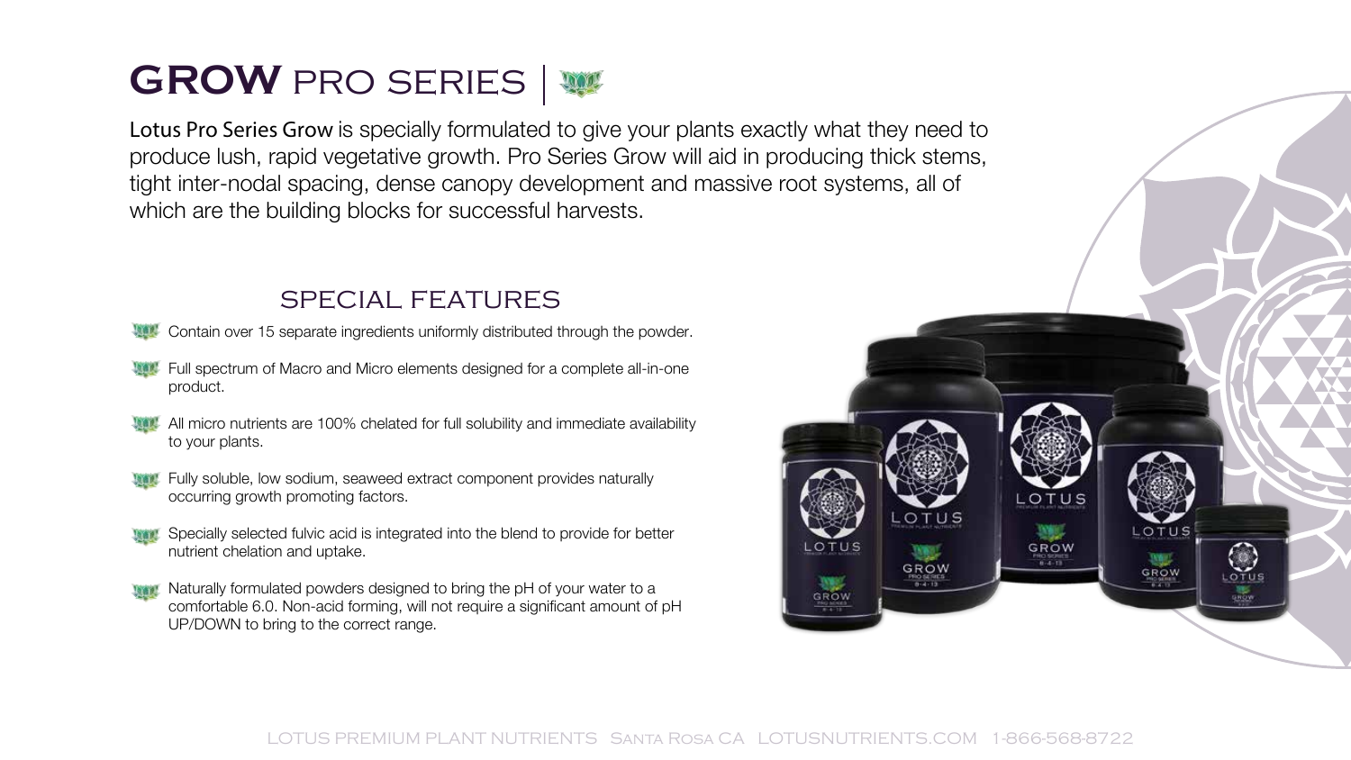# GROW PRO SERIES

Lotus Pro Series Grow is specially formulated to give your plants exactly what they need to produce lush, rapid vegetative growth. Pro Series Grow will aid in producing thick stems, tight inter-nodal spacing, dense canopy development and massive root systems, all of which are the building blocks for successful harvests.

## SPECIAL FEATURES

- Contain over 15 separate ingredients uniformly distributed through the powder.
- Full spectrum of Macro and Micro elements designed for a complete all-in-one product.
- All micro nutrients are 100% chelated for full solubility and immediate availability to your plants.
- Fully soluble, low sodium, seaweed extract component provides naturally occurring growth promoting factors.
- Specially selected fulvic acid is integrated into the blend to provide for better nutrient chelation and uptake.
- Naturally formulated powders designed to bring the pH of your water to a comfortable 6.0. Non-acid forming, will not require a significant amount of pH UP/DOWN to bring to the correct range.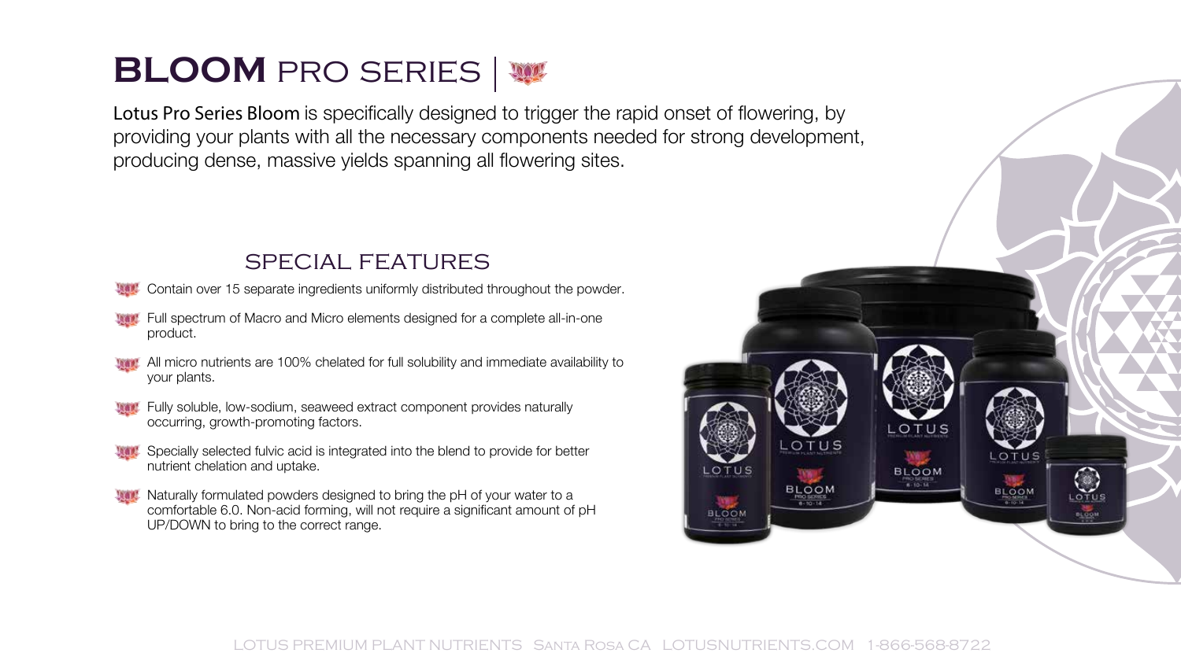# **BLOOM** PRO SERIES

Lotus Pro Series Bloom is specifically designed to trigger the rapid onset of flowering, by providing your plants with all the necessary components needed for strong development, producing dense, massive yields spanning all flowering sites.

## SPECIAL FEATURES

- Contain over 15 separate ingredients uniformly distributed throughout the powder.
- Full spectrum of Macro and Micro elements designed for a complete all-in-one product.
- All micro nutrients are 100% chelated for full solubility and immediate availability to your plants.
- Fully soluble, low-sodium, seaweed extract component provides naturally occurring, growth-promoting factors.
- Specially selected fulvic acid is integrated into the blend to provide for better nutrient chelation and uptake.
- Naturally formulated powders designed to bring the pH of your water to a comfortable 6.0. Non-acid forming, will not require a significant amount of pH UP/DOWN to bring to the correct range.

LOTUS PREMIUM PLANT NUTRIENTS Santa Rosa CA LOTUSNUTRIENTS.COM 1-866-568-8722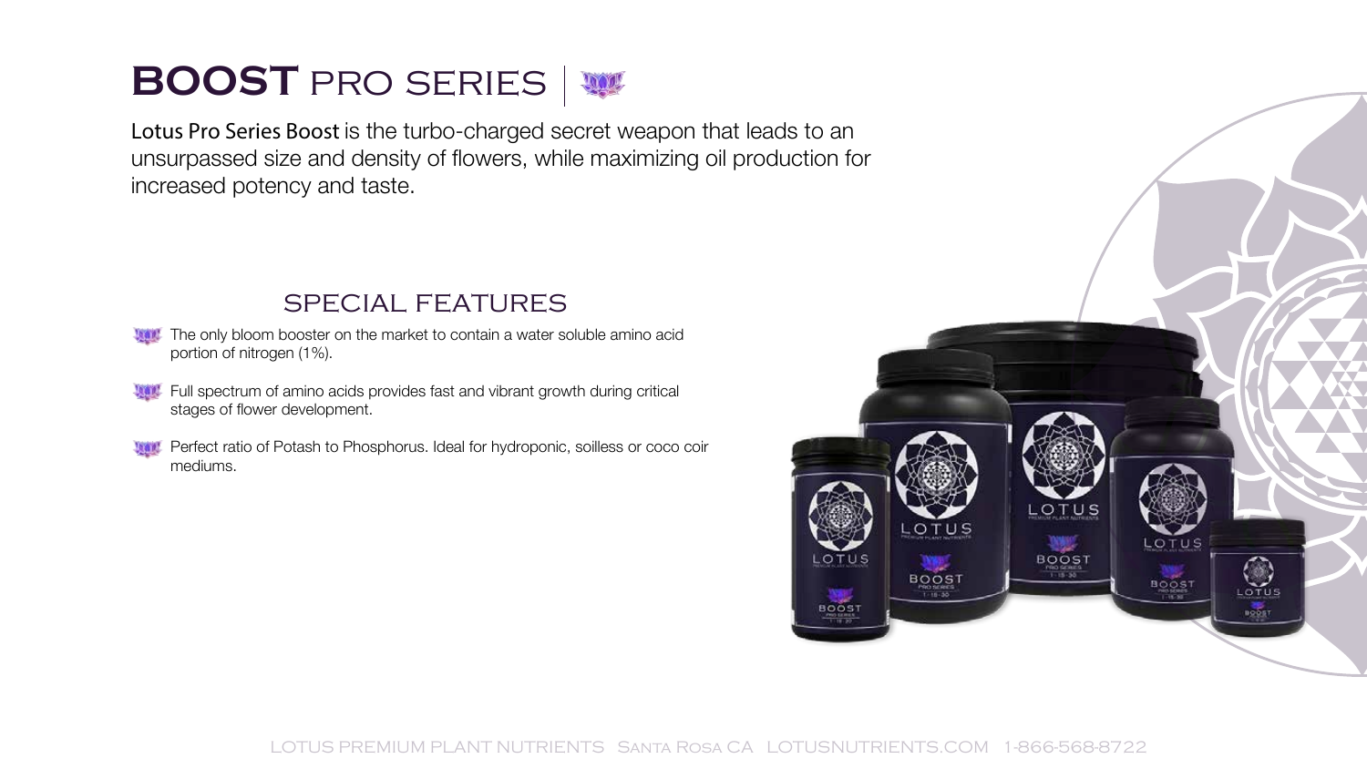# **BOOST** PRO SERIES

Lotus Pro Series Boost is the turbo-charged secret weapon that leads to an unsurpassed size and density of flowers, while maximizing oil production for increased potency and taste.

## SPECIAL FEATURES

- The only bloom booster on the market to contain a water soluble amino acid portion of nitrogen (1%).
- Full spectrum of amino acids provides fast and vibrant growth during critical stages of flower development.
- Perfect ratio of Potash to Phosphorus. Ideal for hydroponic, soilless or coco coir mediums.

LOTUS PREMIUM PLANT NUTRIENTS SANTA ROSA CA LOTUSNUTRIENTS.COM 1-866-568-8722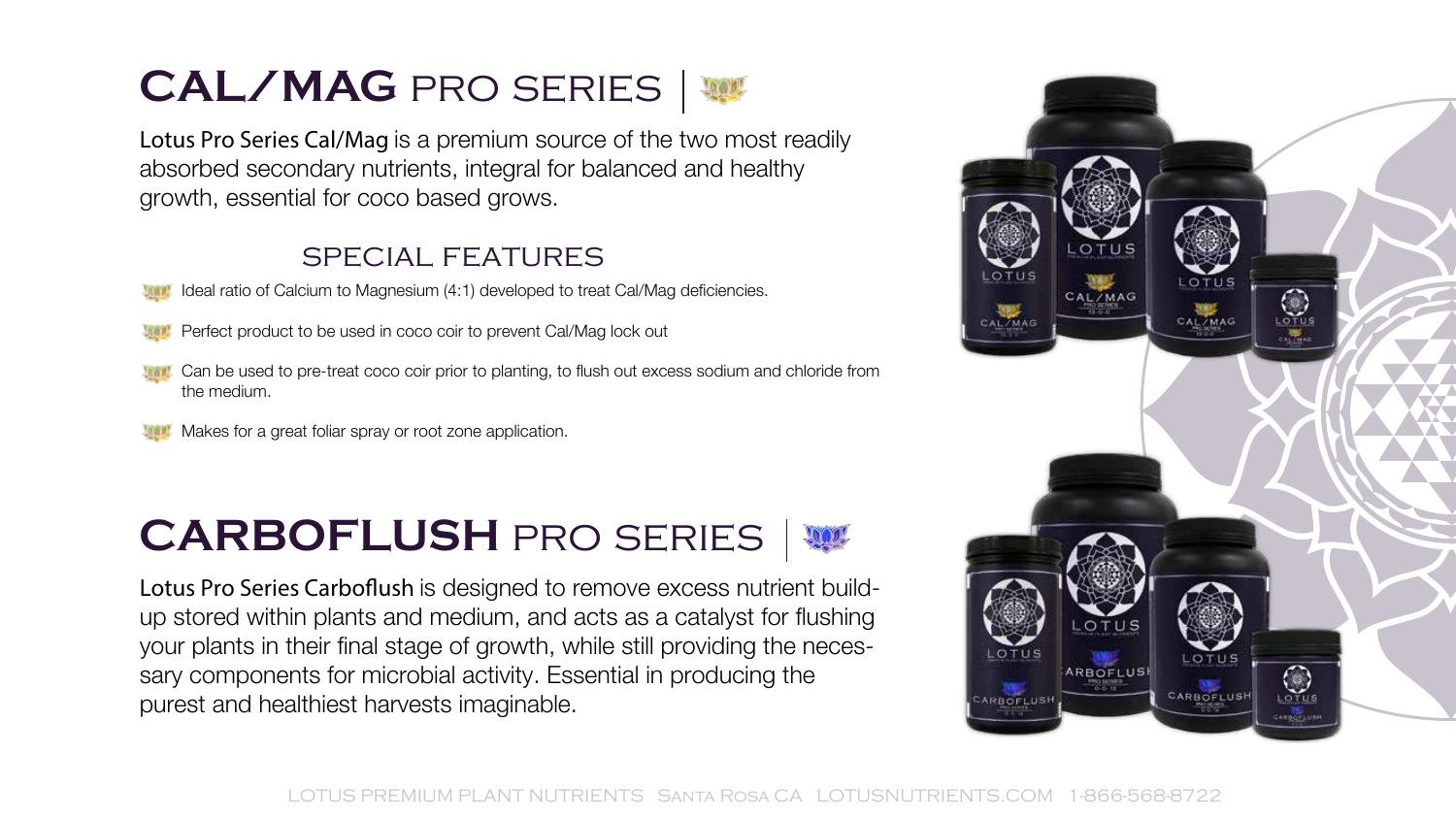# CAL/MAG PRO SERIES

Lotus Pro Series Cal/Mag is a premium source of the two most readily absorbed secondary nutrients, integral for balanced and healthy growth, essential for coco based grows.

## SPECIAL FEATURES

- Ideal ratio of Calcium to Magnesium (4:1) developed to treat Cal/Mag deficiencies.
- Perfect product to be used in coco coir to prevent Cal/Mag lock out
- Can be used to pre-treat coco coir prior to planting, to flush out excess sodium and chloride from the medium.
- Makes for a great foliar spray or root zone application.

# CARBOFLUSH PRO SERIES

Lotus Pro Series Carboflush is designed to remove excess nutrient build-up stored within plants and medium, and acts as a catalyst for flushing your plants in their final stage of growth, while still providing the necessary components for microbial activity. Essential in producing the purest and healthiest harvests imaginable.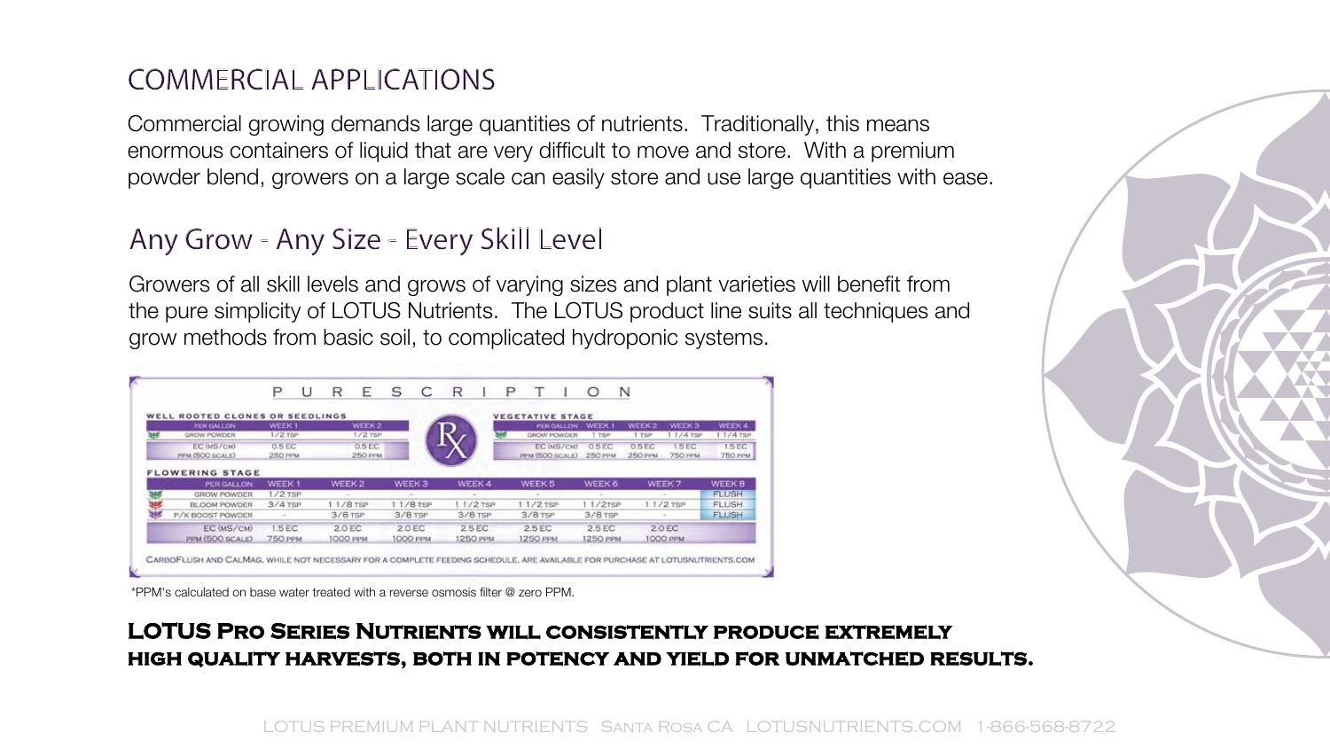## COMMERCIAL APPLICATIONS

Commercial growing demands large quantities of nutrients. Traditionally, this means enormous containers of liquid that are very difficult to move and store. With a premium powder blend, growers on a large scale can easily store and use large quantities with ease.

## Any Grow - Any Size - Every Skill Level

Growers of all skill levels and grows of varying sizes and plant varieties will benefit from the pure simplicity of LOTUS Nutrients. The LOTUS product line suits all techniques and grow methods from basic soil, to complicated hydroponic systems.

### PURESCRIPTION

**WELL ROOTED CLONES OR SEEDLINGS**

| PER GALLON | WEEK 1 | WEEK 2 |
|---|---|---|
| GROW POWDER | 1/2 TSP | 1/2 TSP |
| EC (MS/CM) | 0.5 EC | 0.5 EC |
| PPM (500 SCALE) | 250 PPM | 250 PPM |

**VEGETATIVE STAGE**

| PER GALLON | WEEK 1 | WEEK 2 | WEEK 3 | WEEK 4 |
|---|---|---|---|---|
| GROW POWDER | 1 TSP | 1 TSP | 1 1/4 TSP | 1 1/4 TSP |
| EC (MS/CM) | 0.5 EC | 0.5 EC | 1.5 EC | 1.5 EC |
| PPM (500 SCALE) | 250 PPM | 250 PPM | 750 PPM | 750 PPM |

**FLOWERING STAGE**

| PER GALLON | WEEK 1 | WEEK 2 | WEEK 3 | WEEK 4 | WEEK 5 | WEEK 6 | WEEK 7 | WEEK 8 |
|---|---|---|---|---|---|---|---|---|
| GROW POWDER | 1/2 TSP | - | - | - | - | - | - | FLUSH |
| BLOOM POWDER | 3/4 TSP | 1 1/8 TSP | 1 1/8 TSP | 1 1/2 TSP | 1 1/2 TSP | 1 1/2TSP | 1 1/2 TSP | FLUSH |
| P/K BOOST POWDER | - | 3/8 TSP | 3/8 TSP | 3/8 TSP | 3/8 TSP | 3/8 TSP | - | FLUSH |
| EC (MS/CM) | 1.5 EC | 2.0 EC | 2.0 EC | 2.5 EC | 2.5 EC | 2.5 EC | 2.0 EC | |
| PPM (500 SCALE) | 750 PPM | 1000 PPM | 1000 PPM | 1250 PPM | 1250 PPM | 1250 PPM | 1000 PPM | |

CARBOFLUSH AND CALMAG, WHILE NOT NECESSARY FOR A COMPLETE FEEDING SCHEDULE, ARE AVAILABLE FOR PURCHASE AT LOTUSNUTRIENTS.COM

*PPM's calculated on base water treated with a reverse osmosis filter @ zero PPM.

**LOTUS Pro Series Nutrients will consistently produce extremely high quality harvests, both in potency and yield for unmatched results.**

LOTUS PREMIUM PLANT NUTRIENTS Santa Rosa CA LOTUSNUTRIENTS.COM 1-866-568-8722